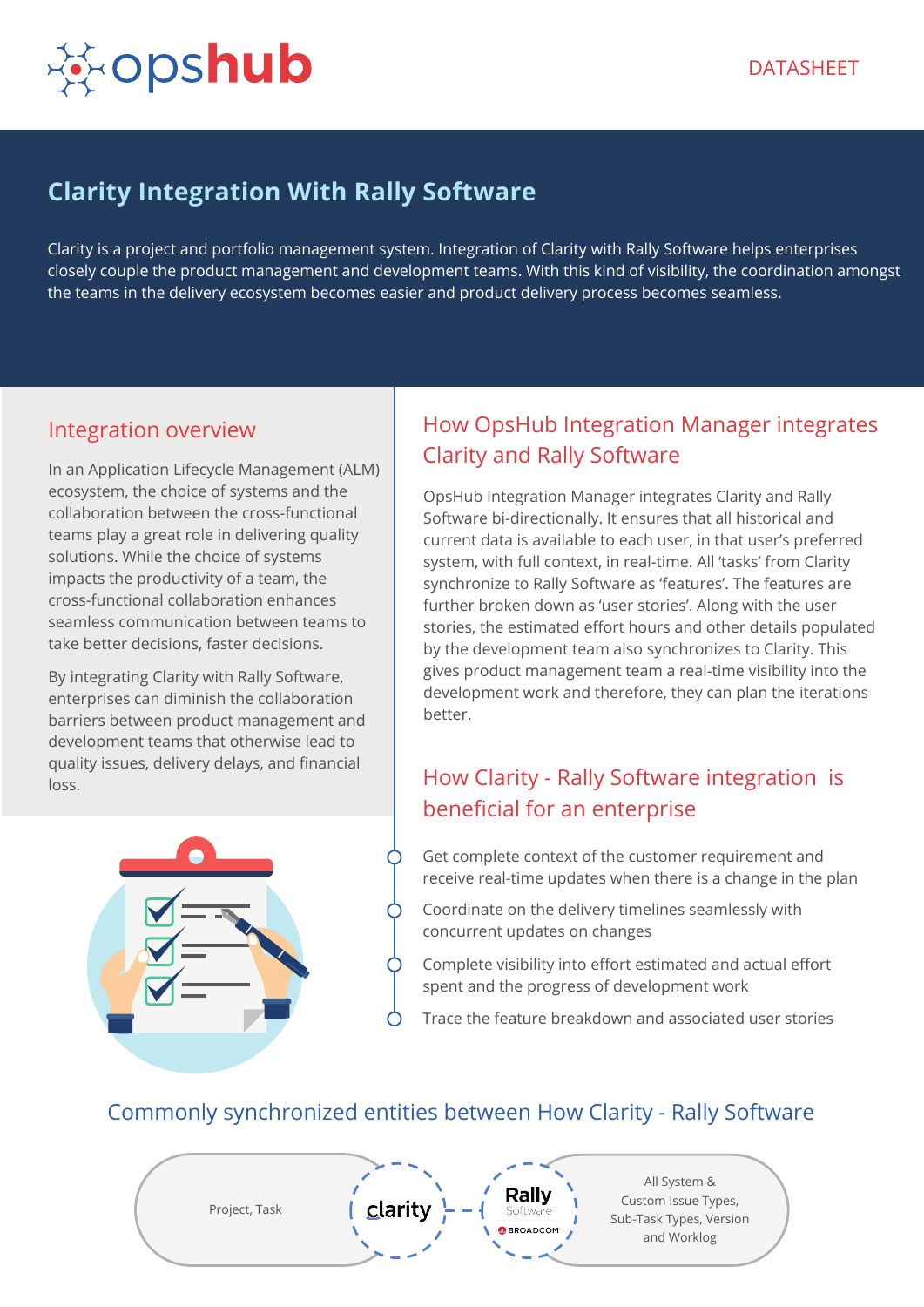DATASHEET

# Clarity Integration With Rally Software

Clarity is a project and portfolio management system. Integration of Clarity with Rally Software helps enterprises closely couple the product management and development teams. With this kind of visibility, the coordination amongst the teams in the delivery ecosystem becomes easier and product delivery process becomes seamless.

## Integration overview

In an Application Lifecycle Management (ALM) ecosystem, the choice of systems and the collaboration between the cross-functional teams play a great role in delivering quality solutions. While the choice of systems impacts the productivity of a team, the cross-functional collaboration enhances seamless communication between teams to take better decisions, faster decisions.

By integrating Clarity with Rally Software, enterprises can diminish the collaboration barriers between product management and development teams that otherwise lead to quality issues, delivery delays, and financial loss.

## How OpsHub Integration Manager integrates Clarity and Rally Software

OpsHub Integration Manager integrates Clarity and Rally Software bi-directionally. It ensures that all historical and current data is available to each user, in that user's preferred system, with full context, in real-time. All 'tasks' from Clarity synchronize to Rally Software as 'features'. The features are further broken down as 'user stories'. Along with the user stories, the estimated effort hours and other details populated by the development team also synchronizes to Clarity. This gives product management team a real-time visibility into the development work and therefore, they can plan the iterations better.

## How Clarity - Rally Software integration is beneficial for an enterprise

- Get complete context of the customer requirement and receive real-time updates when there is a change in the plan
- Coordinate on the delivery timelines seamlessly with concurrent updates on changes
- Complete visibility into effort estimated and actual effort spent and the progress of development work
- Trace the feature breakdown and associated user stories

## Commonly synchronized entities between How Clarity - Rally Software

| Clarity | Rally Software |
|---|---|
| Project, Task | All System & Custom Issue Types, Sub-Task Types, Version and Worklog |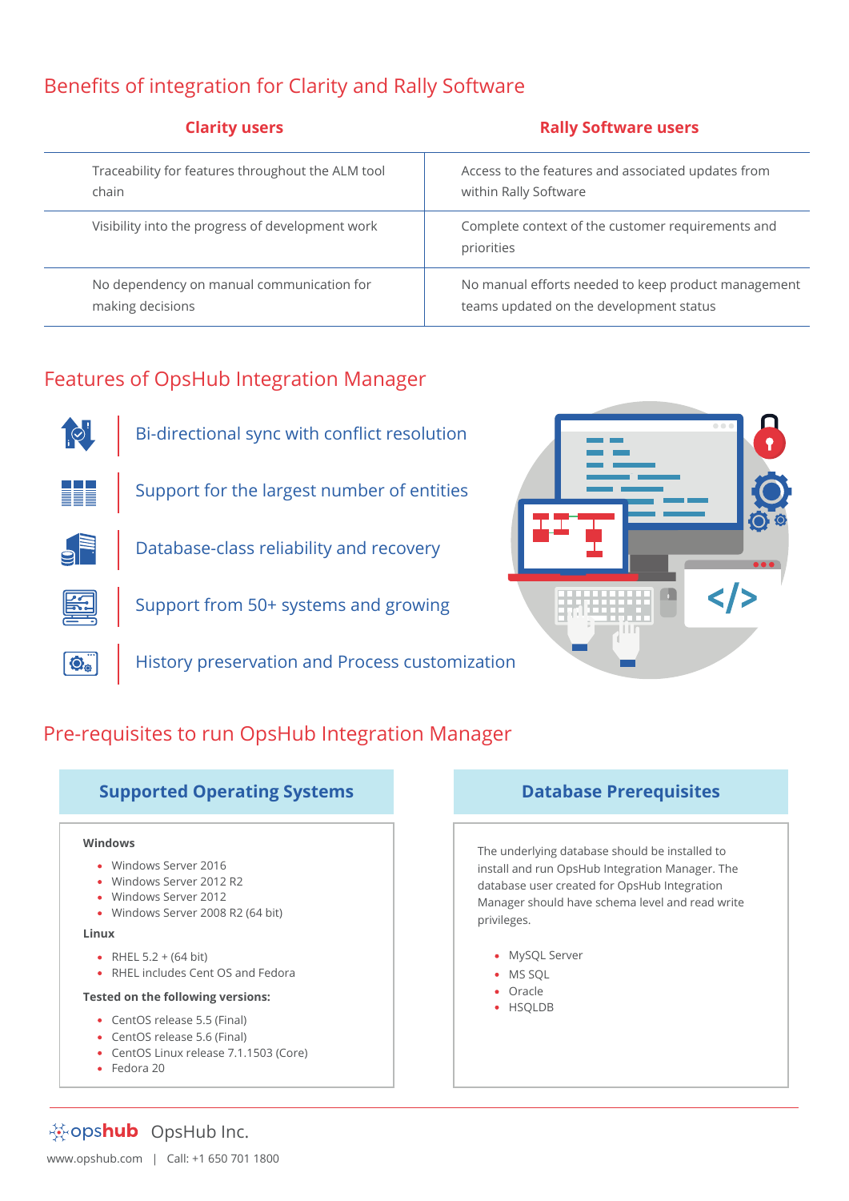## Benefits of integration for Clarity and Rally Software

| Clarity users | Rally Software users |
|---|---|
| Traceability for features throughout the ALM tool chain | Access to the features and associated updates from within Rally Software |
| Visibility into the progress of development work | Complete context of the customer requirements and priorities |
| No dependency on manual communication for making decisions | No manual efforts needed to keep product management teams updated on the development status |

## Features of OpsHub Integration Manager

- Bi-directional sync with conflict resolution
- Support for the largest number of entities
- Database-class reliability and recovery
- Support from 50+ systems and growing
- History preservation and Process customization

## Pre-requisites to run OpsHub Integration Manager

### Supported Operating Systems

**Windows**

- Windows Server 2016
- Windows Server 2012 R2
- Windows Server 2012
- Windows Server 2008 R2 (64 bit)

**Linux**

- RHEL 5.2 + (64 bit)
- RHEL includes Cent OS and Fedora

**Tested on the following versions:**

- CentOS release 5.5 (Final)
- CentOS release 5.6 (Final)
- CentOS Linux release 7.1.1503 (Core)
- Fedora 20

### Database Prerequisites

The underlying database should be installed to install and run OpsHub Integration Manager. The database user created for OpsHub Integration Manager should have schema level and read write privileges.

- MySQL Server
- MS SQL
- Oracle
- HSQLDB

opshub OpsHub Inc.

www.opshub.com | Call: +1 650 701 1800